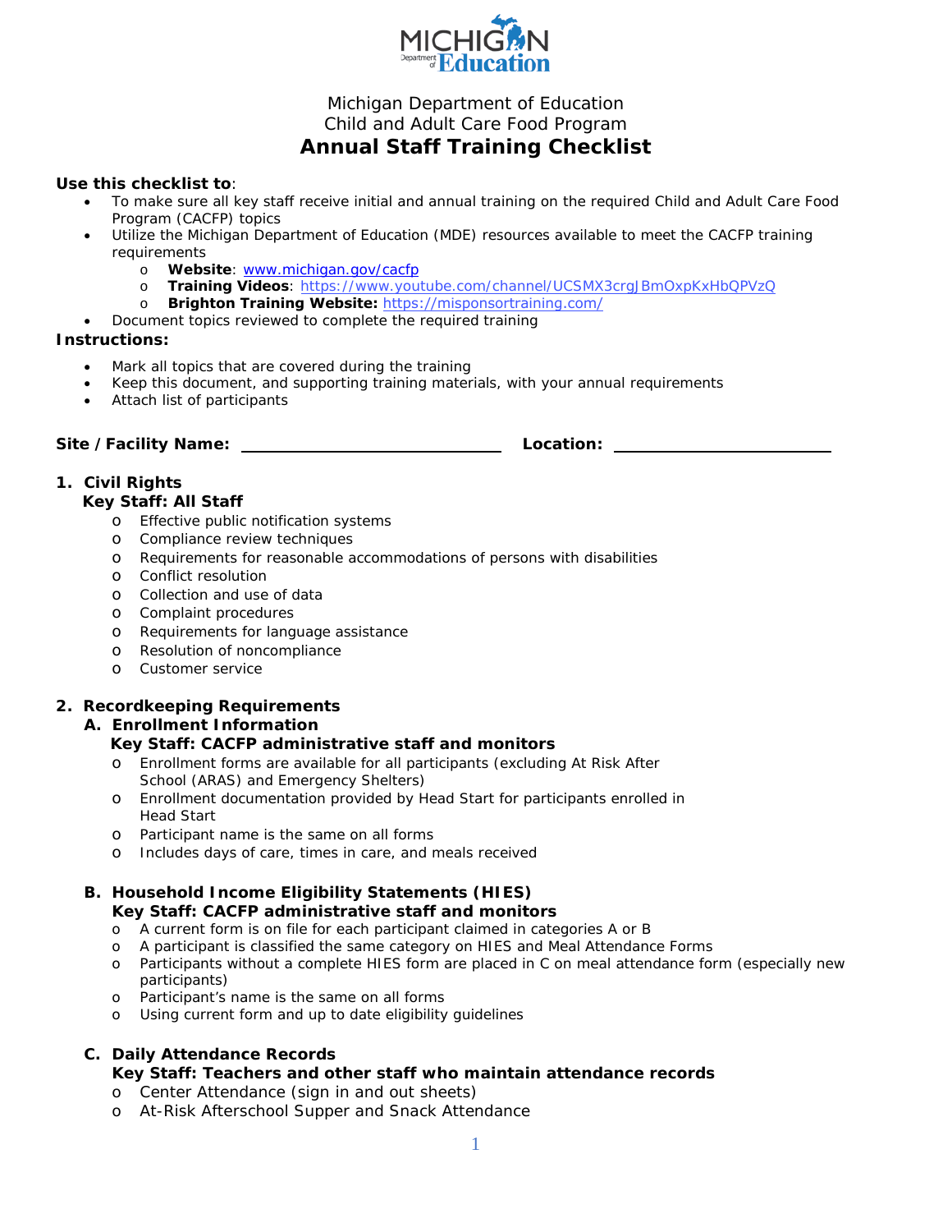Michigan Department of Education
Child and Adult Care Food Program

# Annual Staff Training Checklist

**Use this checklist to**:

- To make sure all key staff receive initial and annual training on the required Child and Adult Care Food Program (CACFP) topics
- Utilize the Michigan Department of Education (MDE) resources available to meet the CACFP training requirements
  - **Website**: www.michigan.gov/cacfp
  - **Training Videos**: https://www.youtube.com/channel/UCSMX3crgJBmOxpKxHbQPVzQ
  - **Brighton Training Website:** https://misponsortraining.com/
- Document topics reviewed to complete the required training

**Instructions:**

- Mark all topics that are covered during the training
- Keep this document, and supporting training materials, with your annual requirements
- Attach list of participants

**Site / Facility Name:** ____________________________ **Location:** ______________________

## 1. Civil Rights

**Key Staff: All Staff**

- Effective public notification systems
- Compliance review techniques
- Requirements for reasonable accommodations of persons with disabilities
- Conflict resolution
- Collection and use of data
- Complaint procedures
- Requirements for language assistance
- Resolution of noncompliance
- Customer service

## 2. Recordkeeping Requirements

### A. Enrollment Information

**Key Staff: CACFP administrative staff and monitors**

- Enrollment forms are available for all participants (excluding At Risk After School (ARAS) and Emergency Shelters)
- Enrollment documentation provided by Head Start for participants enrolled in Head Start
- Participant name is the same on all forms
- Includes days of care, times in care, and meals received

### B. Household Income Eligibility Statements (HIES)

**Key Staff: CACFP administrative staff and monitors**

- A current form is on file for each participant claimed in categories A or B
- A participant is classified the same category on HIES and Meal Attendance Forms
- Participants without a complete HIES form are placed in C on meal attendance form (especially new participants)
- Participant's name is the same on all forms
- Using current form and up to date eligibility guidelines

### C. Daily Attendance Records

**Key Staff: Teachers and other staff who maintain attendance records**

- Center Attendance (sign in and out sheets)
- At-Risk Afterschool Supper and Snack Attendance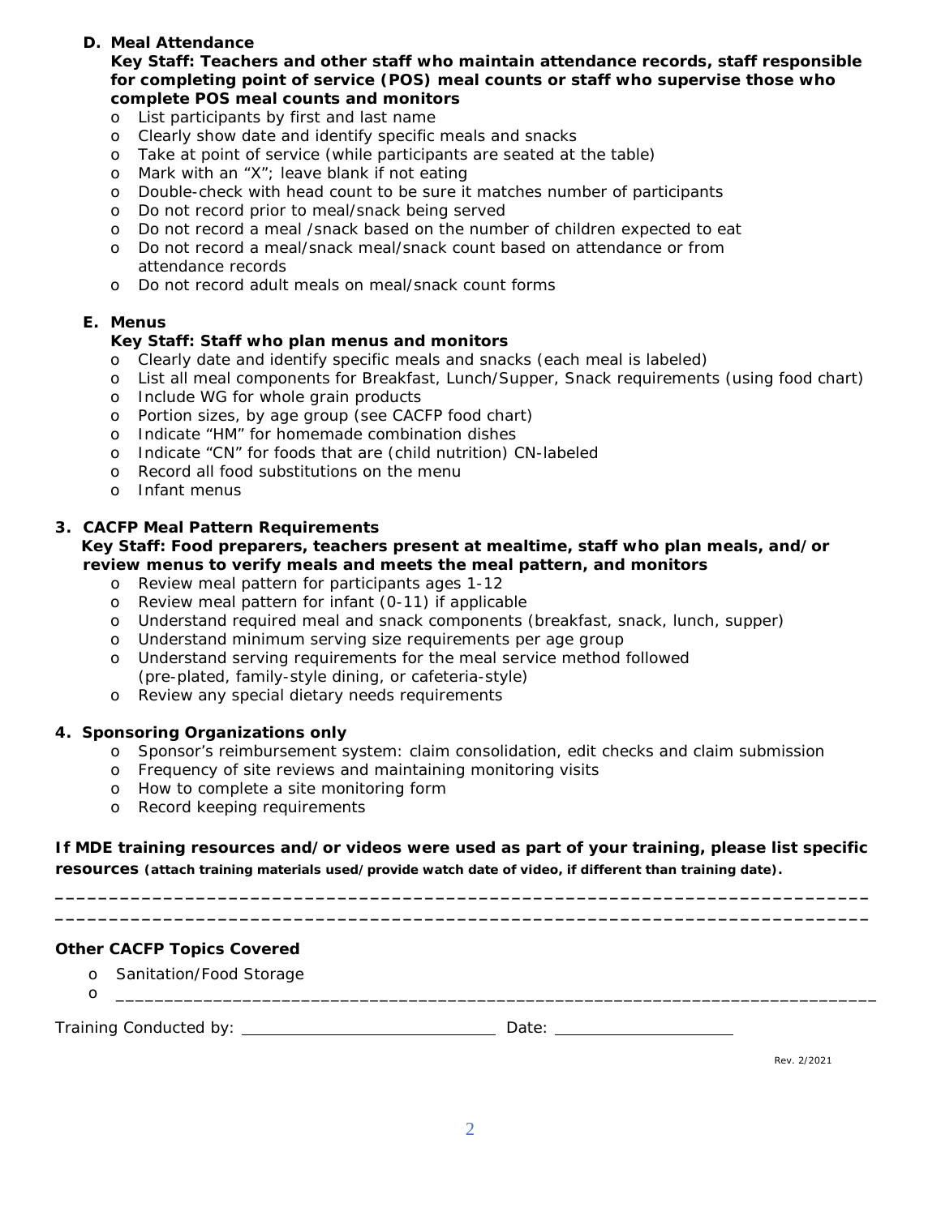**D. Meal Attendance**

**Key Staff: Teachers and other staff who maintain attendance records, staff responsible for completing point of service (POS) meal counts or staff who supervise those who complete POS meal counts and monitors**

- List participants by first and last name
- Clearly show date and identify specific meals and snacks
- Take at point of service (while participants are seated at the table)
- Mark with an "X"; leave blank if not eating
- Double-check with head count to be sure it matches number of participants
- Do not record prior to meal/snack being served
- Do not record a meal /snack based on the number of children expected to eat
- Do not record a meal/snack meal/snack count based on attendance or from attendance records
- Do not record adult meals on meal/snack count forms

**E. Menus**

**Key Staff: Staff who plan menus and monitors**

- Clearly date and identify specific meals and snacks (each meal is labeled)
- List all meal components for Breakfast, Lunch/Supper, Snack requirements (using food chart)
- Include WG for whole grain products
- Portion sizes, by age group (see CACFP food chart)
- Indicate "HM" for homemade combination dishes
- Indicate "CN" for foods that are (child nutrition) CN-labeled
- Record all food substitutions on the menu
- Infant menus

**3. CACFP Meal Pattern Requirements**

**Key Staff: Food preparers, teachers present at mealtime, staff who plan meals, and/or review menus to verify meals and meets the meal pattern, and monitors**

- Review meal pattern for participants ages 1-12
- Review meal pattern for infant (0-11) if applicable
- Understand required meal and snack components (breakfast, snack, lunch, supper)
- Understand minimum serving size requirements per age group
- Understand serving requirements for the meal service method followed (pre-plated, family-style dining, or cafeteria-style)
- Review any special dietary needs requirements

**4. Sponsoring Organizations only**

- Sponsor's reimbursement system: claim consolidation, edit checks and claim submission
- Frequency of site reviews and maintaining monitoring visits
- How to complete a site monitoring form
- Record keeping requirements

**If MDE training resources and/or videos were used as part of your training, please list specific resources** **(attach training materials used/provide watch date of video, if different than training date).**

______________________________________________________________________________

______________________________________________________________________________

**Other CACFP Topics Covered**

- Sanitation/Food Storage
- ______________________________________________________________________________

Training Conducted by: ______________________________ Date: ____________________

Rev. 2/2021